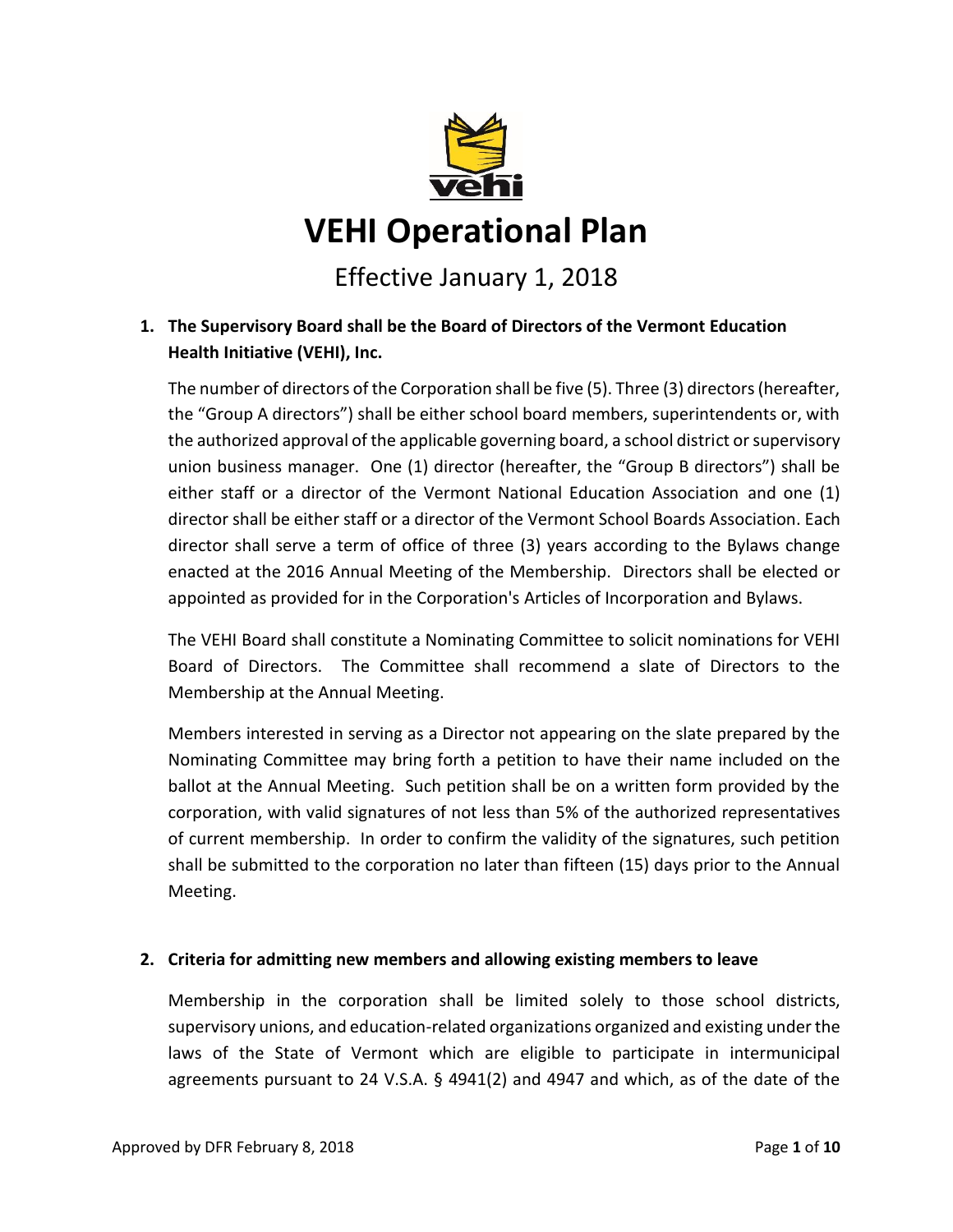# VEHI Operational Plan

Effective January 1, 2018

## 1. The Supervisory Board shall be the Board of Directors of the Vermont Education Health Initiative (VEHI), Inc.

The number of directors of the Corporation shall be five (5). Three (3) directors (hereafter, the "Group A directors") shall be either school board members, superintendents or, with the authorized approval of the applicable governing board, a school district or supervisory union business manager. One (1) director (hereafter, the "Group B directors") shall be either staff or a director of the Vermont National Education Association and one (1) director shall be either staff or a director of the Vermont School Boards Association. Each director shall serve a term of office of three (3) years according to the Bylaws change enacted at the 2016 Annual Meeting of the Membership. Directors shall be elected or appointed as provided for in the Corporation's Articles of Incorporation and Bylaws.

The VEHI Board shall constitute a Nominating Committee to solicit nominations for VEHI Board of Directors. The Committee shall recommend a slate of Directors to the Membership at the Annual Meeting.

Members interested in serving as a Director not appearing on the slate prepared by the Nominating Committee may bring forth a petition to have their name included on the ballot at the Annual Meeting. Such petition shall be on a written form provided by the corporation, with valid signatures of not less than 5% of the authorized representatives of current membership. In order to confirm the validity of the signatures, such petition shall be submitted to the corporation no later than fifteen (15) days prior to the Annual Meeting.

## 2. Criteria for admitting new members and allowing existing members to leave

Membership in the corporation shall be limited solely to those school districts, supervisory unions, and education-related organizations organized and existing under the laws of the State of Vermont which are eligible to participate in intermunicipal agreements pursuant to 24 V.S.A. § 4941(2) and 4947 and which, as of the date of the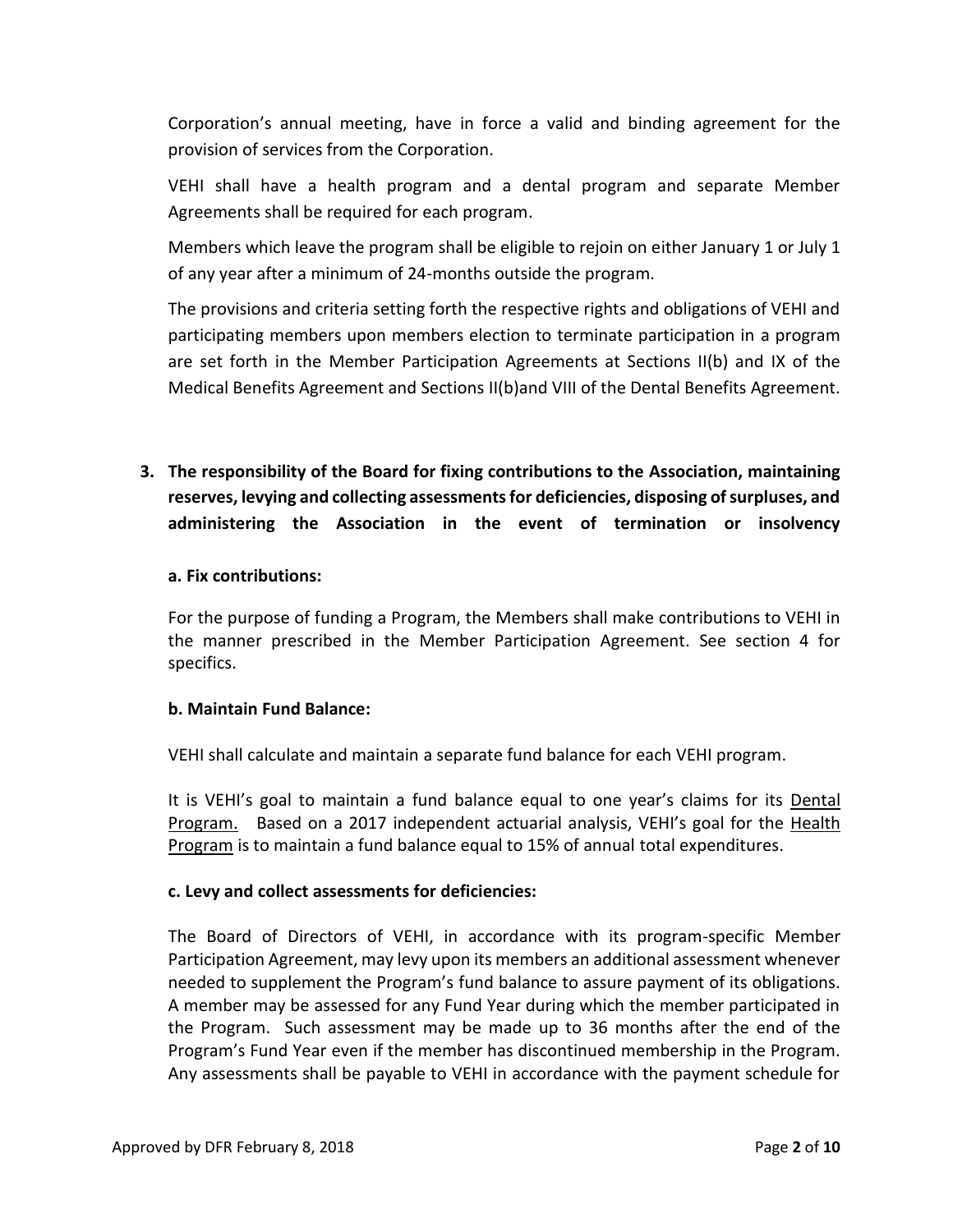Corporation's annual meeting, have in force a valid and binding agreement for the provision of services from the Corporation.

VEHI shall have a health program and a dental program and separate Member Agreements shall be required for each program.

Members which leave the program shall be eligible to rejoin on either January 1 or July 1 of any year after a minimum of 24-months outside the program.

The provisions and criteria setting forth the respective rights and obligations of VEHI and participating members upon members election to terminate participation in a program are set forth in the Member Participation Agreements at Sections II(b) and IX of the Medical Benefits Agreement and Sections II(b)and VIII of the Dental Benefits Agreement.

**3. The responsibility of the Board for fixing contributions to the Association, maintaining reserves, levying and collecting assessments for deficiencies, disposing of surpluses, and administering the Association in the event of termination or insolvency**

**a. Fix contributions:**

For the purpose of funding a Program, the Members shall make contributions to VEHI in the manner prescribed in the Member Participation Agreement. See section 4 for specifics.

**b. Maintain Fund Balance:**

VEHI shall calculate and maintain a separate fund balance for each VEHI program.

It is VEHI's goal to maintain a fund balance equal to one year's claims for its Dental Program. Based on a 2017 independent actuarial analysis, VEHI's goal for the Health Program is to maintain a fund balance equal to 15% of annual total expenditures.

**c. Levy and collect assessments for deficiencies:**

The Board of Directors of VEHI, in accordance with its program-specific Member Participation Agreement, may levy upon its members an additional assessment whenever needed to supplement the Program's fund balance to assure payment of its obligations. A member may be assessed for any Fund Year during which the member participated in the Program. Such assessment may be made up to 36 months after the end of the Program's Fund Year even if the member has discontinued membership in the Program. Any assessments shall be payable to VEHI in accordance with the payment schedule for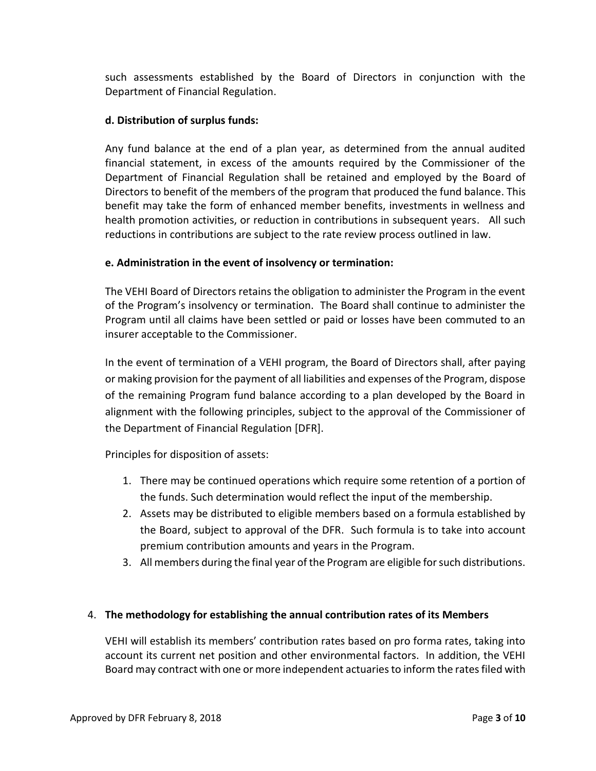such assessments established by the Board of Directors in conjunction with the Department of Financial Regulation.

**d. Distribution of surplus funds:**

Any fund balance at the end of a plan year, as determined from the annual audited financial statement, in excess of the amounts required by the Commissioner of the Department of Financial Regulation shall be retained and employed by the Board of Directors to benefit of the members of the program that produced the fund balance. This benefit may take the form of enhanced member benefits, investments in wellness and health promotion activities, or reduction in contributions in subsequent years. All such reductions in contributions are subject to the rate review process outlined in law.

**e. Administration in the event of insolvency or termination:**

The VEHI Board of Directors retains the obligation to administer the Program in the event of the Program's insolvency or termination. The Board shall continue to administer the Program until all claims have been settled or paid or losses have been commuted to an insurer acceptable to the Commissioner.

In the event of termination of a VEHI program, the Board of Directors shall, after paying or making provision for the payment of all liabilities and expenses of the Program, dispose of the remaining Program fund balance according to a plan developed by the Board in alignment with the following principles, subject to the approval of the Commissioner of the Department of Financial Regulation [DFR].

Principles for disposition of assets:

1. There may be continued operations which require some retention of a portion of the funds. Such determination would reflect the input of the membership.
2. Assets may be distributed to eligible members based on a formula established by the Board, subject to approval of the DFR. Such formula is to take into account premium contribution amounts and years in the Program.
3. All members during the final year of the Program are eligible for such distributions.

4. **The methodology for establishing the annual contribution rates of its Members**

VEHI will establish its members' contribution rates based on pro forma rates, taking into account its current net position and other environmental factors. In addition, the VEHI Board may contract with one or more independent actuaries to inform the rates filed with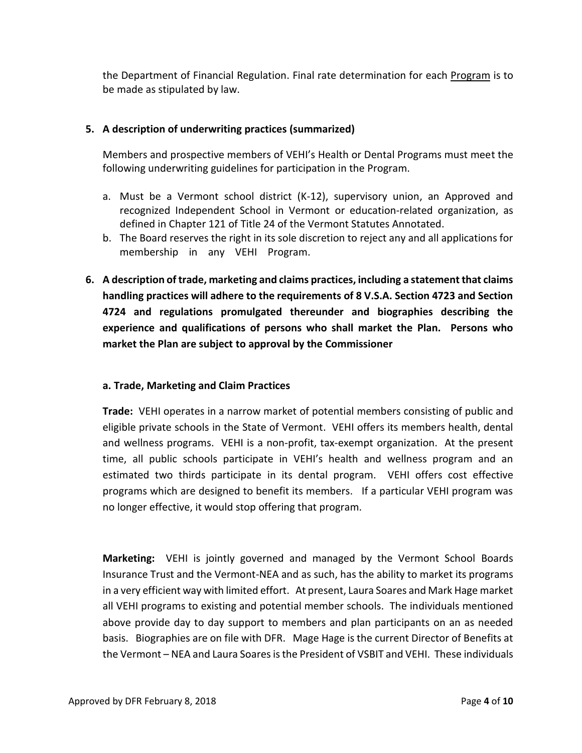the Department of Financial Regulation. Final rate determination for each Program is to be made as stipulated by law.

**5. A description of underwriting practices (summarized)**

Members and prospective members of VEHI's Health or Dental Programs must meet the following underwriting guidelines for participation in the Program.

a. Must be a Vermont school district (K-12), supervisory union, an Approved and recognized Independent School in Vermont or education-related organization, as defined in Chapter 121 of Title 24 of the Vermont Statutes Annotated.
b. The Board reserves the right in its sole discretion to reject any and all applications for membership in any VEHI Program.

**6. A description of trade, marketing and claims practices, including a statement that claims handling practices will adhere to the requirements of 8 V.S.A. Section 4723 and Section 4724 and regulations promulgated thereunder and biographies describing the experience and qualifications of persons who shall market the Plan. Persons who market the Plan are subject to approval by the Commissioner**

**a. Trade, Marketing and Claim Practices**

**Trade:** VEHI operates in a narrow market of potential members consisting of public and eligible private schools in the State of Vermont. VEHI offers its members health, dental and wellness programs. VEHI is a non-profit, tax-exempt organization. At the present time, all public schools participate in VEHI's health and wellness program and an estimated two thirds participate in its dental program. VEHI offers cost effective programs which are designed to benefit its members. If a particular VEHI program was no longer effective, it would stop offering that program.

**Marketing:** VEHI is jointly governed and managed by the Vermont School Boards Insurance Trust and the Vermont-NEA and as such, has the ability to market its programs in a very efficient way with limited effort. At present, Laura Soares and Mark Hage market all VEHI programs to existing and potential member schools. The individuals mentioned above provide day to day support to members and plan participants on an as needed basis. Biographies are on file with DFR. Mage Hage is the current Director of Benefits at the Vermont – NEA and Laura Soares is the President of VSBIT and VEHI. These individuals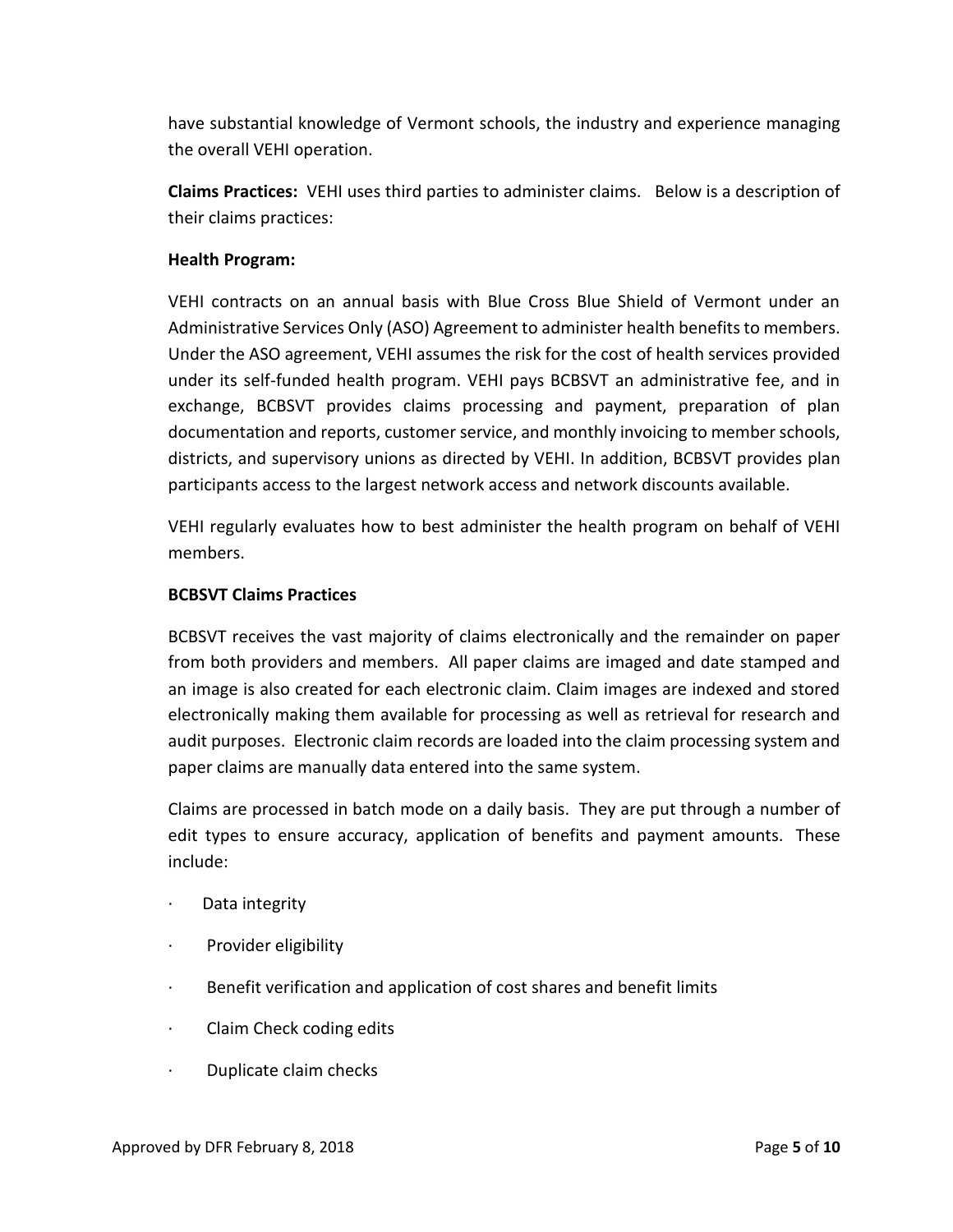have substantial knowledge of Vermont schools, the industry and experience managing the overall VEHI operation.

**Claims Practices:** VEHI uses third parties to administer claims. Below is a description of their claims practices:

**Health Program:**

VEHI contracts on an annual basis with Blue Cross Blue Shield of Vermont under an Administrative Services Only (ASO) Agreement to administer health benefits to members. Under the ASO agreement, VEHI assumes the risk for the cost of health services provided under its self-funded health program. VEHI pays BCBSVT an administrative fee, and in exchange, BCBSVT provides claims processing and payment, preparation of plan documentation and reports, customer service, and monthly invoicing to member schools, districts, and supervisory unions as directed by VEHI. In addition, BCBSVT provides plan participants access to the largest network access and network discounts available.

VEHI regularly evaluates how to best administer the health program on behalf of VEHI members.

**BCBSVT Claims Practices**

BCBSVT receives the vast majority of claims electronically and the remainder on paper from both providers and members. All paper claims are imaged and date stamped and an image is also created for each electronic claim. Claim images are indexed and stored electronically making them available for processing as well as retrieval for research and audit purposes. Electronic claim records are loaded into the claim processing system and paper claims are manually data entered into the same system.

Claims are processed in batch mode on a daily basis. They are put through a number of edit types to ensure accuracy, application of benefits and payment amounts. These include:

- Data integrity
- Provider eligibility
- Benefit verification and application of cost shares and benefit limits
- Claim Check coding edits
- Duplicate claim checks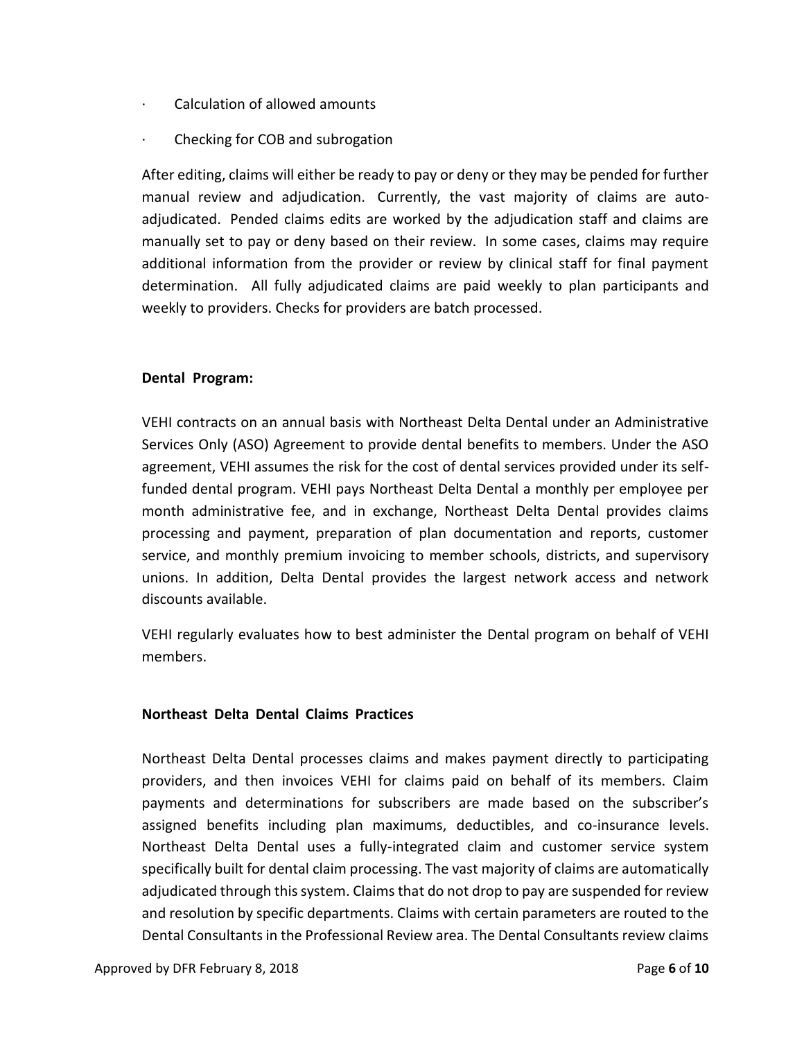- Calculation of allowed amounts
- Checking for COB and subrogation

After editing, claims will either be ready to pay or deny or they may be pended for further manual review and adjudication. Currently, the vast majority of claims are auto-adjudicated. Pended claims edits are worked by the adjudication staff and claims are manually set to pay or deny based on their review. In some cases, claims may require additional information from the provider or review by clinical staff for final payment determination. All fully adjudicated claims are paid weekly to plan participants and weekly to providers. Checks for providers are batch processed.

**Dental Program:**

VEHI contracts on an annual basis with Northeast Delta Dental under an Administrative Services Only (ASO) Agreement to provide dental benefits to members. Under the ASO agreement, VEHI assumes the risk for the cost of dental services provided under its self-funded dental program. VEHI pays Northeast Delta Dental a monthly per employee per month administrative fee, and in exchange, Northeast Delta Dental provides claims processing and payment, preparation of plan documentation and reports, customer service, and monthly premium invoicing to member schools, districts, and supervisory unions. In addition, Delta Dental provides the largest network access and network discounts available.

VEHI regularly evaluates how to best administer the Dental program on behalf of VEHI members.

**Northeast Delta Dental Claims Practices**

Northeast Delta Dental processes claims and makes payment directly to participating providers, and then invoices VEHI for claims paid on behalf of its members. Claim payments and determinations for subscribers are made based on the subscriber's assigned benefits including plan maximums, deductibles, and co-insurance levels. Northeast Delta Dental uses a fully-integrated claim and customer service system specifically built for dental claim processing. The vast majority of claims are automatically adjudicated through this system. Claims that do not drop to pay are suspended for review and resolution by specific departments. Claims with certain parameters are routed to the Dental Consultants in the Professional Review area. The Dental Consultants review claims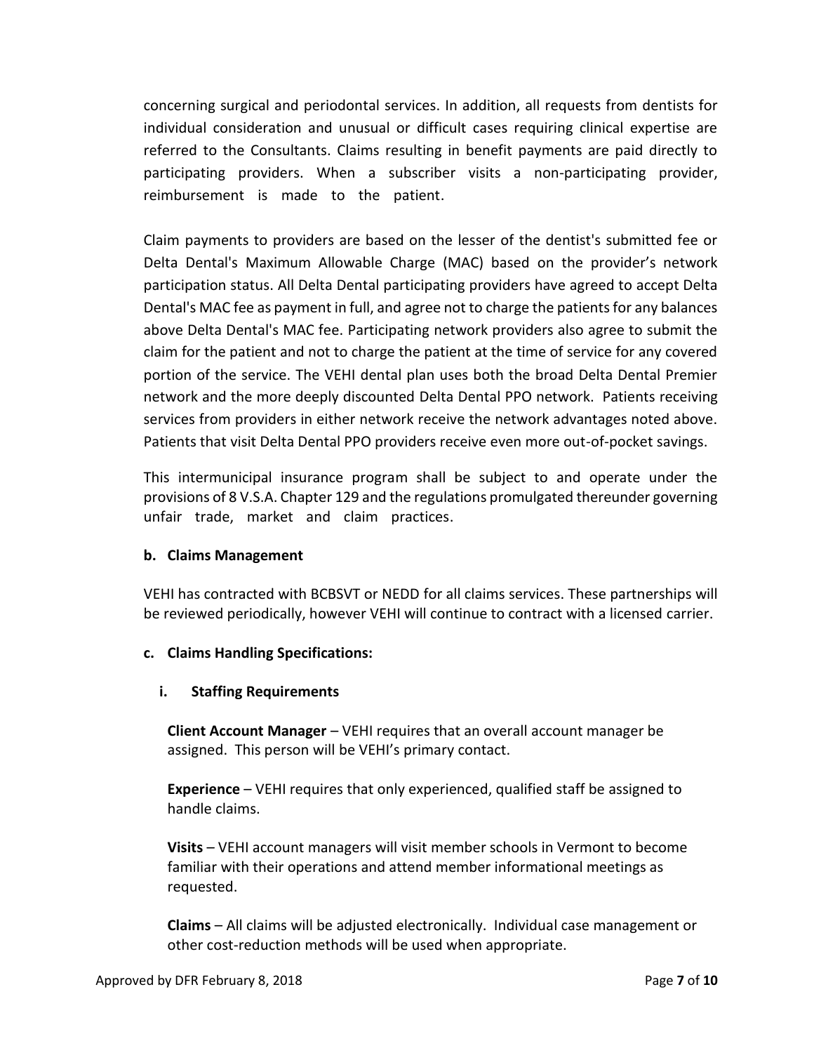concerning surgical and periodontal services. In addition, all requests from dentists for individual consideration and unusual or difficult cases requiring clinical expertise are referred to the Consultants. Claims resulting in benefit payments are paid directly to participating providers. When a subscriber visits a non-participating provider, reimbursement is made to the patient.

Claim payments to providers are based on the lesser of the dentist's submitted fee or Delta Dental's Maximum Allowable Charge (MAC) based on the provider's network participation status. All Delta Dental participating providers have agreed to accept Delta Dental's MAC fee as payment in full, and agree not to charge the patients for any balances above Delta Dental's MAC fee. Participating network providers also agree to submit the claim for the patient and not to charge the patient at the time of service for any covered portion of the service. The VEHI dental plan uses both the broad Delta Dental Premier network and the more deeply discounted Delta Dental PPO network. Patients receiving services from providers in either network receive the network advantages noted above. Patients that visit Delta Dental PPO providers receive even more out-of-pocket savings.

This intermunicipal insurance program shall be subject to and operate under the provisions of 8 V.S.A. Chapter 129 and the regulations promulgated thereunder governing unfair trade, market and claim practices.

### b. Claims Management

VEHI has contracted with BCBSVT or NEDD for all claims services. These partnerships will be reviewed periodically, however VEHI will continue to contract with a licensed carrier.

### c. Claims Handling Specifications:

#### i. Staffing Requirements

**Client Account Manager** – VEHI requires that an overall account manager be assigned. This person will be VEHI's primary contact.

**Experience** – VEHI requires that only experienced, qualified staff be assigned to handle claims.

**Visits** – VEHI account managers will visit member schools in Vermont to become familiar with their operations and attend member informational meetings as requested.

**Claims** – All claims will be adjusted electronically. Individual case management or other cost-reduction methods will be used when appropriate.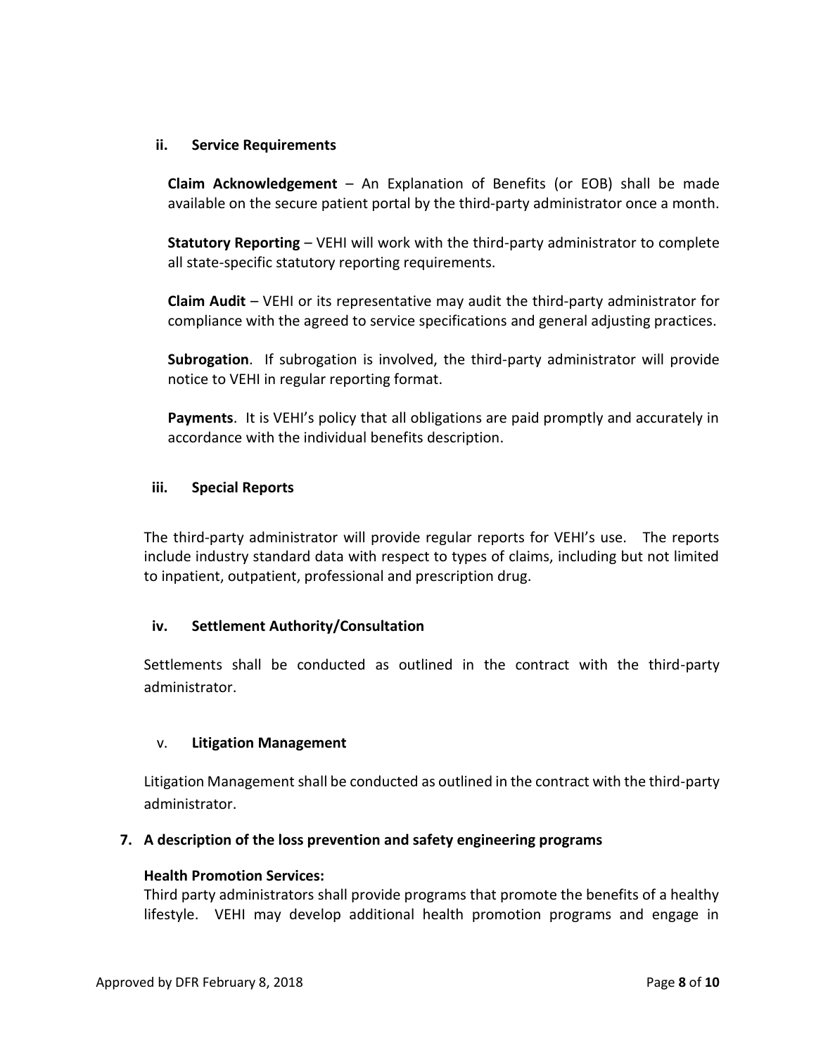#### ii. Service Requirements

**Claim Acknowledgement** – An Explanation of Benefits (or EOB) shall be made available on the secure patient portal by the third-party administrator once a month.

**Statutory Reporting** – VEHI will work with the third-party administrator to complete all state-specific statutory reporting requirements.

**Claim Audit** – VEHI or its representative may audit the third-party administrator for compliance with the agreed to service specifications and general adjusting practices.

**Subrogation**. If subrogation is involved, the third-party administrator will provide notice to VEHI in regular reporting format.

**Payments**. It is VEHI's policy that all obligations are paid promptly and accurately in accordance with the individual benefits description.

#### iii. Special Reports

The third-party administrator will provide regular reports for VEHI's use. The reports include industry standard data with respect to types of claims, including but not limited to inpatient, outpatient, professional and prescription drug.

#### iv. Settlement Authority/Consultation

Settlements shall be conducted as outlined in the contract with the third-party administrator.

#### v. Litigation Management

Litigation Management shall be conducted as outlined in the contract with the third-party administrator.

### 7. A description of the loss prevention and safety engineering programs

**Health Promotion Services:**
Third party administrators shall provide programs that promote the benefits of a healthy lifestyle. VEHI may develop additional health promotion programs and engage in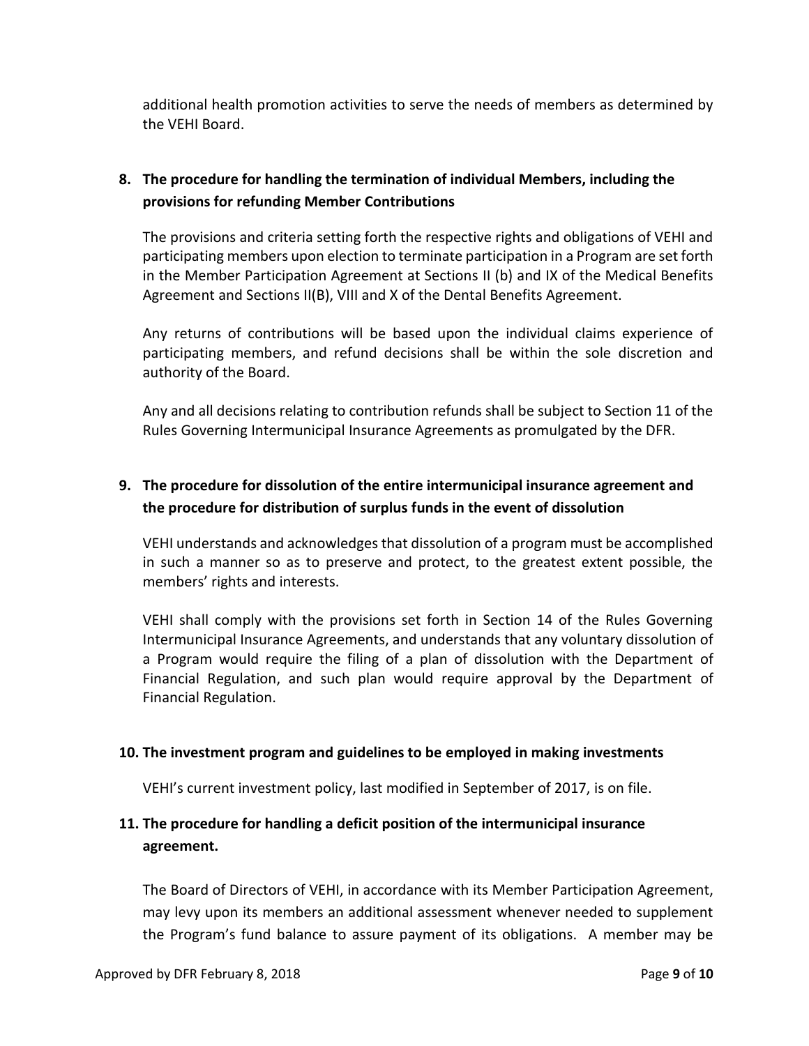additional health promotion activities to serve the needs of members as determined by the VEHI Board.

## 8. The procedure for handling the termination of individual Members, including the provisions for refunding Member Contributions

The provisions and criteria setting forth the respective rights and obligations of VEHI and participating members upon election to terminate participation in a Program are set forth in the Member Participation Agreement at Sections II (b) and IX of the Medical Benefits Agreement and Sections II(B), VIII and X of the Dental Benefits Agreement.

Any returns of contributions will be based upon the individual claims experience of participating members, and refund decisions shall be within the sole discretion and authority of the Board.

Any and all decisions relating to contribution refunds shall be subject to Section 11 of the Rules Governing Intermunicipal Insurance Agreements as promulgated by the DFR.

## 9. The procedure for dissolution of the entire intermunicipal insurance agreement and the procedure for distribution of surplus funds in the event of dissolution

VEHI understands and acknowledges that dissolution of a program must be accomplished in such a manner so as to preserve and protect, to the greatest extent possible, the members' rights and interests.

VEHI shall comply with the provisions set forth in Section 14 of the Rules Governing Intermunicipal Insurance Agreements, and understands that any voluntary dissolution of a Program would require the filing of a plan of dissolution with the Department of Financial Regulation, and such plan would require approval by the Department of Financial Regulation.

## 10. The investment program and guidelines to be employed in making investments

VEHI's current investment policy, last modified in September of 2017, is on file.

## 11. The procedure for handling a deficit position of the intermunicipal insurance agreement.

The Board of Directors of VEHI, in accordance with its Member Participation Agreement, may levy upon its members an additional assessment whenever needed to supplement the Program's fund balance to assure payment of its obligations. A member may be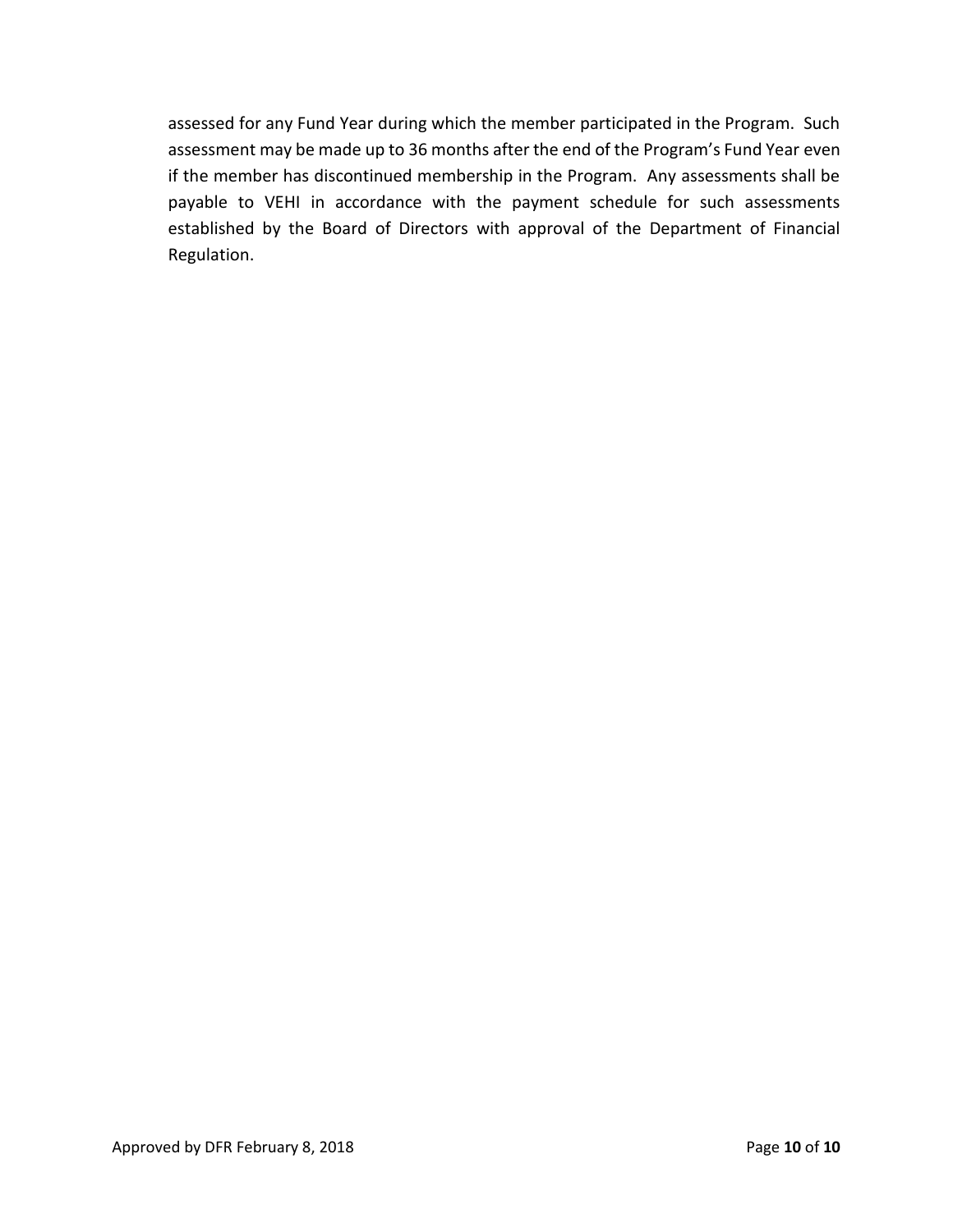assessed for any Fund Year during which the member participated in the Program. Such assessment may be made up to 36 months after the end of the Program's Fund Year even if the member has discontinued membership in the Program. Any assessments shall be payable to VEHI in accordance with the payment schedule for such assessments established by the Board of Directors with approval of the Department of Financial Regulation.